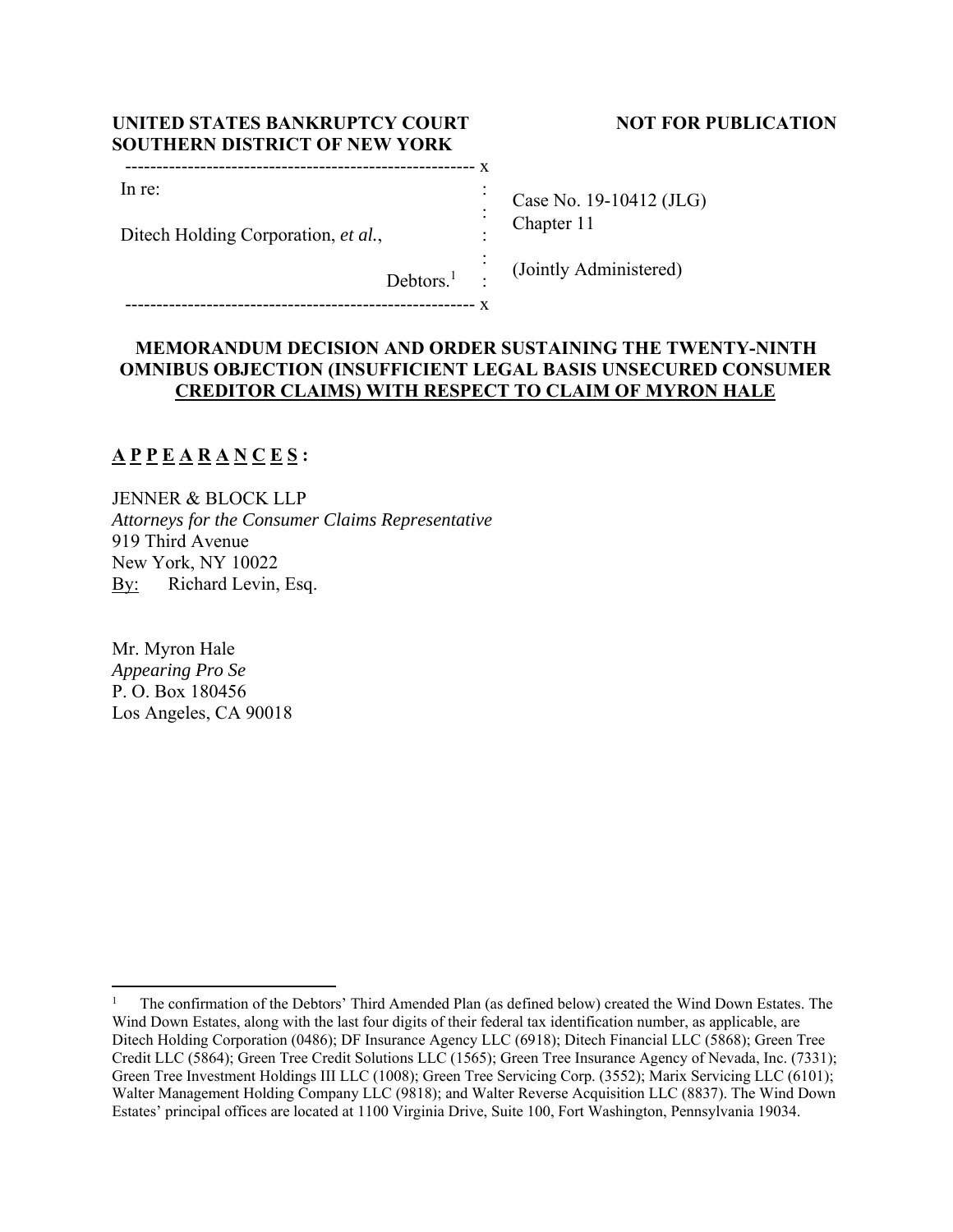**UNITED STATES BANKRUPTCY COURT**
**SOUTHERN DISTRICT OF NEW YORK**

**NOT FOR PUBLICATION**

| | | |
|---|---|---|
| In re: | : | Case No. 19-10412 (JLG) |
| | : | Chapter 11 |
| Ditech Holding Corporation, *et al.*, | : | |
| | : | (Jointly Administered) |
| Debtors.[1] | : | |

## MEMORANDUM DECISION AND ORDER SUSTAINING THE TWENTY-NINTH OMNIBUS OBJECTION (INSUFFICIENT LEGAL BASIS UNSECURED CONSUMER CREDITOR CLAIMS) WITH RESPECT TO CLAIM OF MYRON HALE

**A P P E A R A N C E S :**

JENNER & BLOCK LLP
*Attorneys for the Consumer Claims Representative*
919 Third Avenue
New York, NY 10022
By: Richard Levin, Esq.

Mr. Myron Hale
*Appearing Pro Se*
P. O. Box 180456
Los Angeles, CA 90018

---

[1] The confirmation of the Debtors' Third Amended Plan (as defined below) created the Wind Down Estates. The Wind Down Estates, along with the last four digits of their federal tax identification number, as applicable, are Ditech Holding Corporation (0486); DF Insurance Agency LLC (6918); Ditech Financial LLC (5868); Green Tree Credit LLC (5864); Green Tree Credit Solutions LLC (1565); Green Tree Insurance Agency of Nevada, Inc. (7331); Green Tree Investment Holdings III LLC (1008); Green Tree Servicing Corp. (3552); Marix Servicing LLC (6101); Walter Management Holding Company LLC (9818); and Walter Reverse Acquisition LLC (8837). The Wind Down Estates' principal offices are located at 1100 Virginia Drive, Suite 100, Fort Washington, Pennsylvania 19034.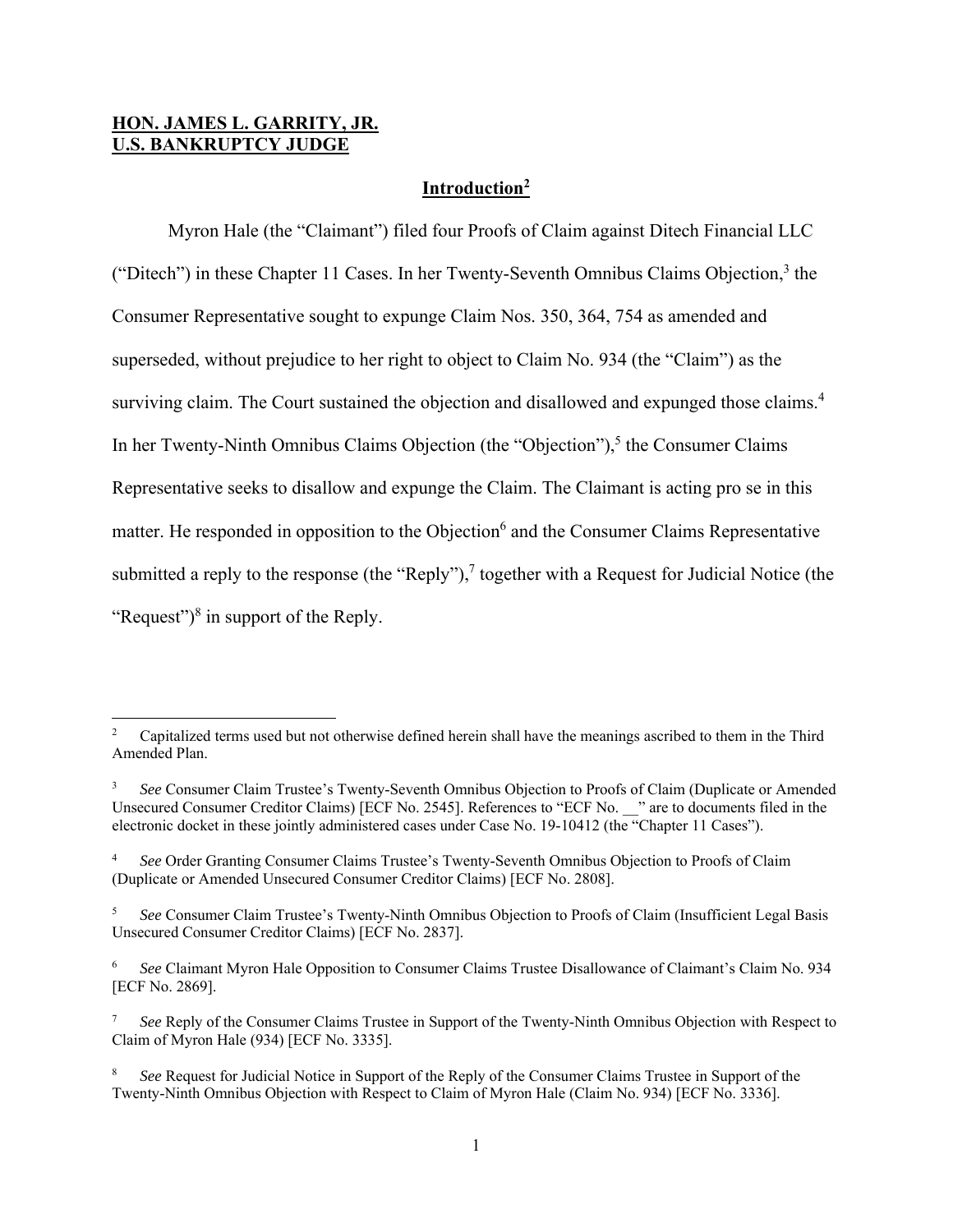**HON. JAMES L. GARRITY, JR.**
**U.S. BANKRUPTCY JUDGE**

## Introduction[2]

Myron Hale (the "Claimant") filed four Proofs of Claim against Ditech Financial LLC ("Ditech") in these Chapter 11 Cases. In her Twenty-Seventh Omnibus Claims Objection,[3] the Consumer Representative sought to expunge Claim Nos. 350, 364, 754 as amended and superseded, without prejudice to her right to object to Claim No. 934 (the "Claim") as the surviving claim. The Court sustained the objection and disallowed and expunged those claims.[4] In her Twenty-Ninth Omnibus Claims Objection (the "Objection"),[5] the Consumer Claims Representative seeks to disallow and expunge the Claim. The Claimant is acting pro se in this matter. He responded in opposition to the Objection[6] and the Consumer Claims Representative submitted a reply to the response (the "Reply"),[7] together with a Request for Judicial Notice (the "Request")[8] in support of the Reply.

---

[2] Capitalized terms used but not otherwise defined herein shall have the meanings ascribed to them in the Third Amended Plan.

[3] *See* Consumer Claim Trustee's Twenty-Seventh Omnibus Objection to Proofs of Claim (Duplicate or Amended Unsecured Consumer Creditor Claims) [ECF No. 2545]. References to "ECF No. __" are to documents filed in the electronic docket in these jointly administered cases under Case No. 19-10412 (the "Chapter 11 Cases").

[4] *See* Order Granting Consumer Claims Trustee's Twenty-Seventh Omnibus Objection to Proofs of Claim (Duplicate or Amended Unsecured Consumer Creditor Claims) [ECF No. 2808].

[5] *See* Consumer Claim Trustee's Twenty-Ninth Omnibus Objection to Proofs of Claim (Insufficient Legal Basis Unsecured Consumer Creditor Claims) [ECF No. 2837].

[6] *See* Claimant Myron Hale Opposition to Consumer Claims Trustee Disallowance of Claimant's Claim No. 934 [ECF No. 2869].

[7] *See* Reply of the Consumer Claims Trustee in Support of the Twenty-Ninth Omnibus Objection with Respect to Claim of Myron Hale (934) [ECF No. 3335].

[8] *See* Request for Judicial Notice in Support of the Reply of the Consumer Claims Trustee in Support of the Twenty-Ninth Omnibus Objection with Respect to Claim of Myron Hale (Claim No. 934) [ECF No. 3336].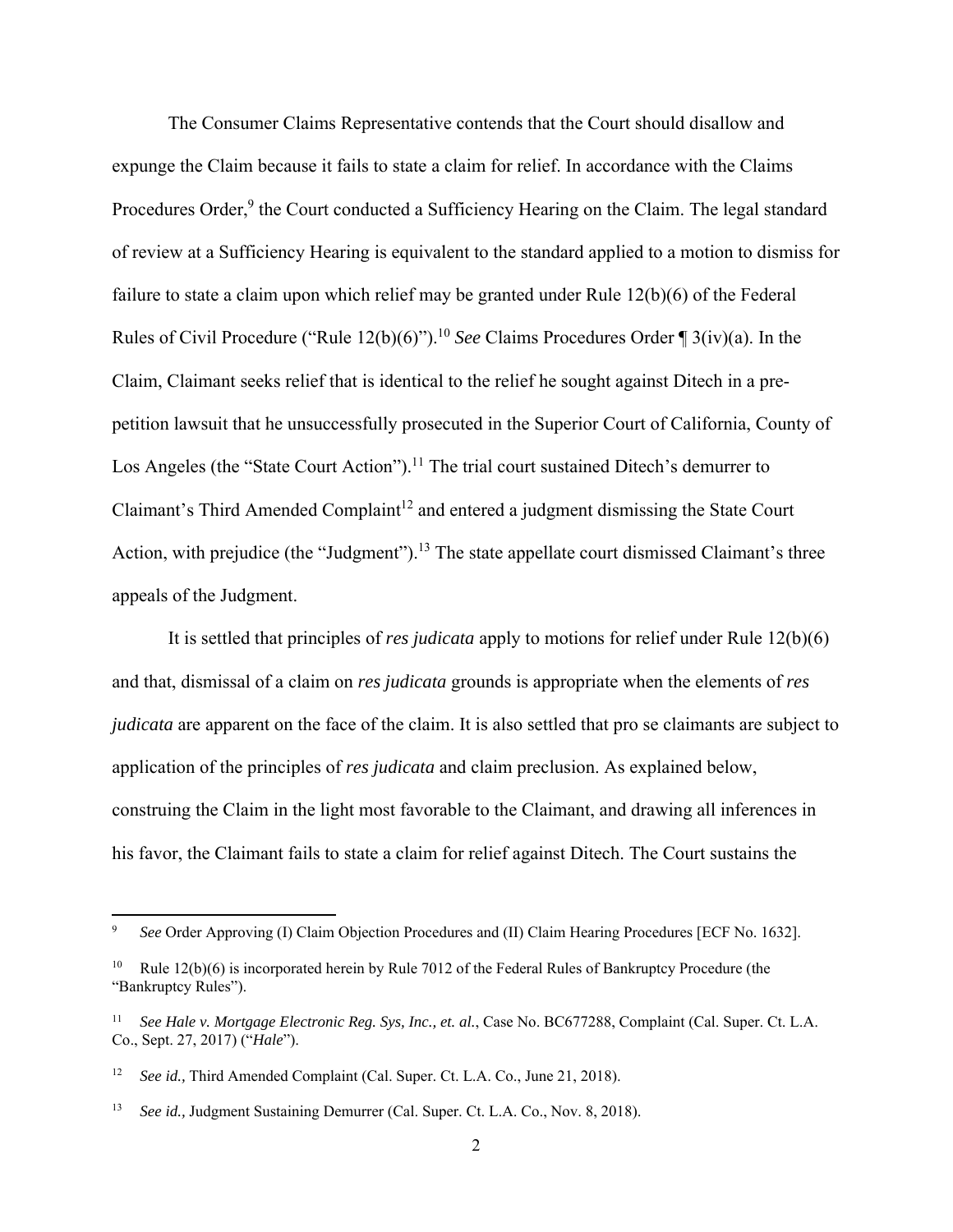The Consumer Claims Representative contends that the Court should disallow and expunge the Claim because it fails to state a claim for relief. In accordance with the Claims Procedures Order,[9] the Court conducted a Sufficiency Hearing on the Claim. The legal standard of review at a Sufficiency Hearing is equivalent to the standard applied to a motion to dismiss for failure to state a claim upon which relief may be granted under Rule 12(b)(6) of the Federal Rules of Civil Procedure ("Rule 12(b)(6)").[10] *See* Claims Procedures Order ¶ 3(iv)(a). In the Claim, Claimant seeks relief that is identical to the relief he sought against Ditech in a pre-petition lawsuit that he unsuccessfully prosecuted in the Superior Court of California, County of Los Angeles (the "State Court Action").[11] The trial court sustained Ditech's demurrer to Claimant's Third Amended Complaint[12] and entered a judgment dismissing the State Court Action, with prejudice (the "Judgment").[13] The state appellate court dismissed Claimant's three appeals of the Judgment.

It is settled that principles of *res judicata* apply to motions for relief under Rule 12(b)(6) and that, dismissal of a claim on *res judicata* grounds is appropriate when the elements of *res judicata* are apparent on the face of the claim. It is also settled that pro se claimants are subject to application of the principles of *res judicata* and claim preclusion. As explained below, construing the Claim in the light most favorable to the Claimant, and drawing all inferences in his favor, the Claimant fails to state a claim for relief against Ditech. The Court sustains the

---

[9] *See* Order Approving (I) Claim Objection Procedures and (II) Claim Hearing Procedures [ECF No. 1632].

[10] Rule 12(b)(6) is incorporated herein by Rule 7012 of the Federal Rules of Bankruptcy Procedure (the "Bankruptcy Rules").

[11] *See Hale v. Mortgage Electronic Reg. Sys, Inc., et. al.*, Case No. BC677288, Complaint (Cal. Super. Ct. L.A. Co., Sept. 27, 2017) ("*Hale*").

[12] *See id.,* Third Amended Complaint (Cal. Super. Ct. L.A. Co., June 21, 2018).

[13] *See id.,* Judgment Sustaining Demurrer (Cal. Super. Ct. L.A. Co., Nov. 8, 2018).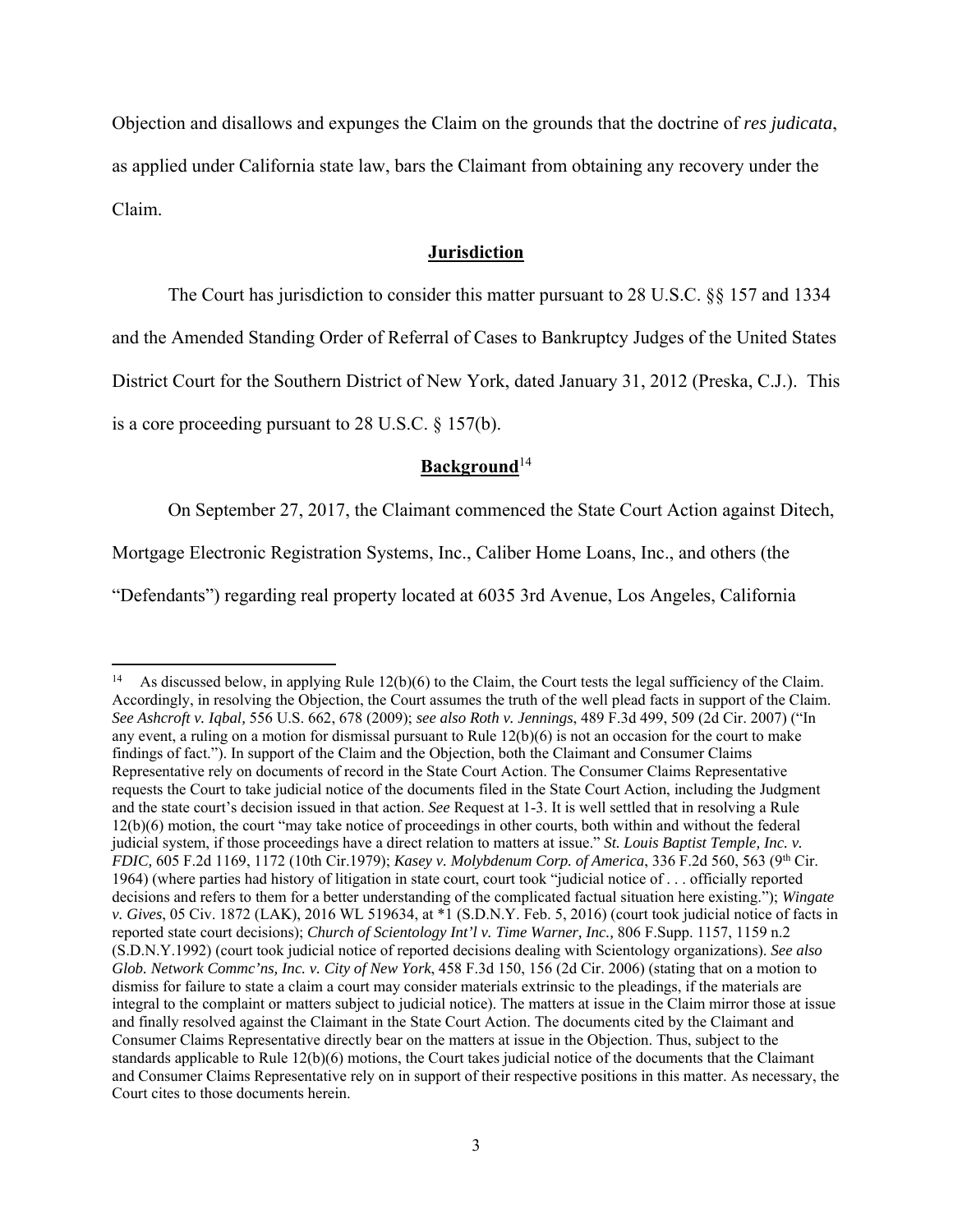Objection and disallows and expunges the Claim on the grounds that the doctrine of *res judicata*, as applied under California state law, bars the Claimant from obtaining any recovery under the Claim.

## **Jurisdiction**

The Court has jurisdiction to consider this matter pursuant to 28 U.S.C. §§ 157 and 1334 and the Amended Standing Order of Referral of Cases to Bankruptcy Judges of the United States District Court for the Southern District of New York, dated January 31, 2012 (Preska, C.J.). This is a core proceeding pursuant to 28 U.S.C. § 157(b).

## **Background**[14]

On September 27, 2017, the Claimant commenced the State Court Action against Ditech, Mortgage Electronic Registration Systems, Inc., Caliber Home Loans, Inc., and others (the "Defendants") regarding real property located at 6035 3rd Avenue, Los Angeles, California

---

[14] As discussed below, in applying Rule 12(b)(6) to the Claim, the Court tests the legal sufficiency of the Claim. Accordingly, in resolving the Objection, the Court assumes the truth of the well plead facts in support of the Claim. *See Ashcroft v. Iqbal,* 556 U.S. 662, 678 (2009); *see also Roth v. Jennings*, 489 F.3d 499, 509 (2d Cir. 2007) ("In any event, a ruling on a motion for dismissal pursuant to Rule 12(b)(6) is not an occasion for the court to make findings of fact."). In support of the Claim and the Objection, both the Claimant and Consumer Claims Representative rely on documents of record in the State Court Action. The Consumer Claims Representative requests the Court to take judicial notice of the documents filed in the State Court Action, including the Judgment and the state court's decision issued in that action. *See* Request at 1-3. It is well settled that in resolving a Rule 12(b)(6) motion, the court "may take notice of proceedings in other courts, both within and without the federal judicial system, if those proceedings have a direct relation to matters at issue." *St. Louis Baptist Temple, Inc. v. FDIC,* 605 F.2d 1169, 1172 (10th Cir.1979); *Kasey v. Molybdenum Corp. of America*, 336 F.2d 560, 563 (9th Cir. 1964) (where parties had history of litigation in state court, court took "judicial notice of . . . officially reported decisions and refers to them for a better understanding of the complicated factual situation here existing."); *Wingate v. Gives*, 05 Civ. 1872 (LAK), 2016 WL 519634, at *1 (S.D.N.Y. Feb. 5, 2016) (court took judicial notice of facts in reported state court decisions); *Church of Scientology Int'l v. Time Warner, Inc.,* 806 F.Supp. 1157, 1159 n.2 (S.D.N.Y.1992) (court took judicial notice of reported decisions dealing with Scientology organizations). *See also Glob. Network Commc'ns, Inc. v. City of New York*, 458 F.3d 150, 156 (2d Cir. 2006) (stating that on a motion to dismiss for failure to state a claim a court may consider materials extrinsic to the pleadings, if the materials are integral to the complaint or matters subject to judicial notice). The matters at issue in the Claim mirror those at issue and finally resolved against the Claimant in the State Court Action. The documents cited by the Claimant and Consumer Claims Representative directly bear on the matters at issue in the Objection. Thus, subject to the standards applicable to Rule 12(b)(6) motions, the Court takes judicial notice of the documents that the Claimant and Consumer Claims Representative rely on in support of their respective positions in this matter. As necessary, the Court cites to those documents herein.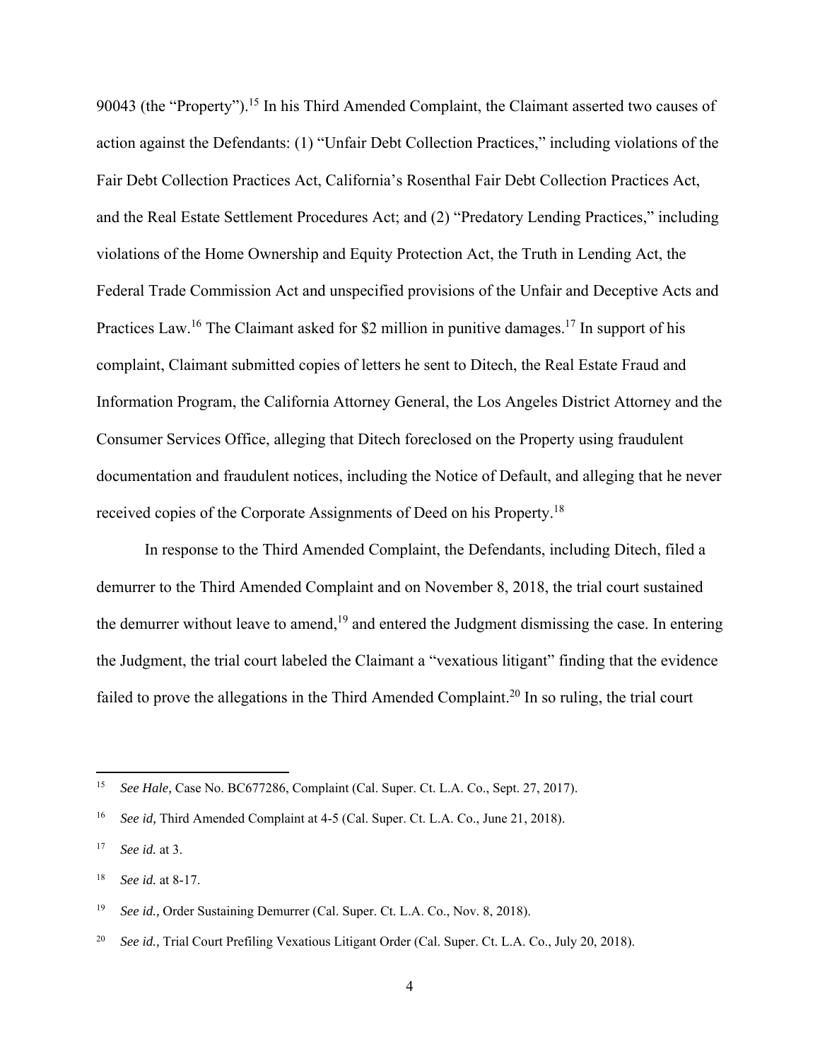90043 (the "Property").[15] In his Third Amended Complaint, the Claimant asserted two causes of action against the Defendants: (1) "Unfair Debt Collection Practices," including violations of the Fair Debt Collection Practices Act, California's Rosenthal Fair Debt Collection Practices Act, and the Real Estate Settlement Procedures Act; and (2) "Predatory Lending Practices," including violations of the Home Ownership and Equity Protection Act, the Truth in Lending Act, the Federal Trade Commission Act and unspecified provisions of the Unfair and Deceptive Acts and Practices Law.[16] The Claimant asked for $2 million in punitive damages.[17] In support of his complaint, Claimant submitted copies of letters he sent to Ditech, the Real Estate Fraud and Information Program, the California Attorney General, the Los Angeles District Attorney and the Consumer Services Office, alleging that Ditech foreclosed on the Property using fraudulent documentation and fraudulent notices, including the Notice of Default, and alleging that he never received copies of the Corporate Assignments of Deed on his Property.[18]

In response to the Third Amended Complaint, the Defendants, including Ditech, filed a demurrer to the Third Amended Complaint and on November 8, 2018, the trial court sustained the demurrer without leave to amend,[19] and entered the Judgment dismissing the case. In entering the Judgment, the trial court labeled the Claimant a "vexatious litigant" finding that the evidence failed to prove the allegations in the Third Amended Complaint.[20] In so ruling, the trial court

---

[15] *See Hale,* Case No. BC677286, Complaint (Cal. Super. Ct. L.A. Co., Sept. 27, 2017).

[16] *See id,* Third Amended Complaint at 4-5 (Cal. Super. Ct. L.A. Co., June 21, 2018).

[17] *See id.* at 3.

[18] *See id.* at 8-17.

[19] *See id.,* Order Sustaining Demurrer (Cal. Super. Ct. L.A. Co., Nov. 8, 2018).

[20] *See id.,* Trial Court Prefiling Vexatious Litigant Order (Cal. Super. Ct. L.A. Co., July 20, 2018).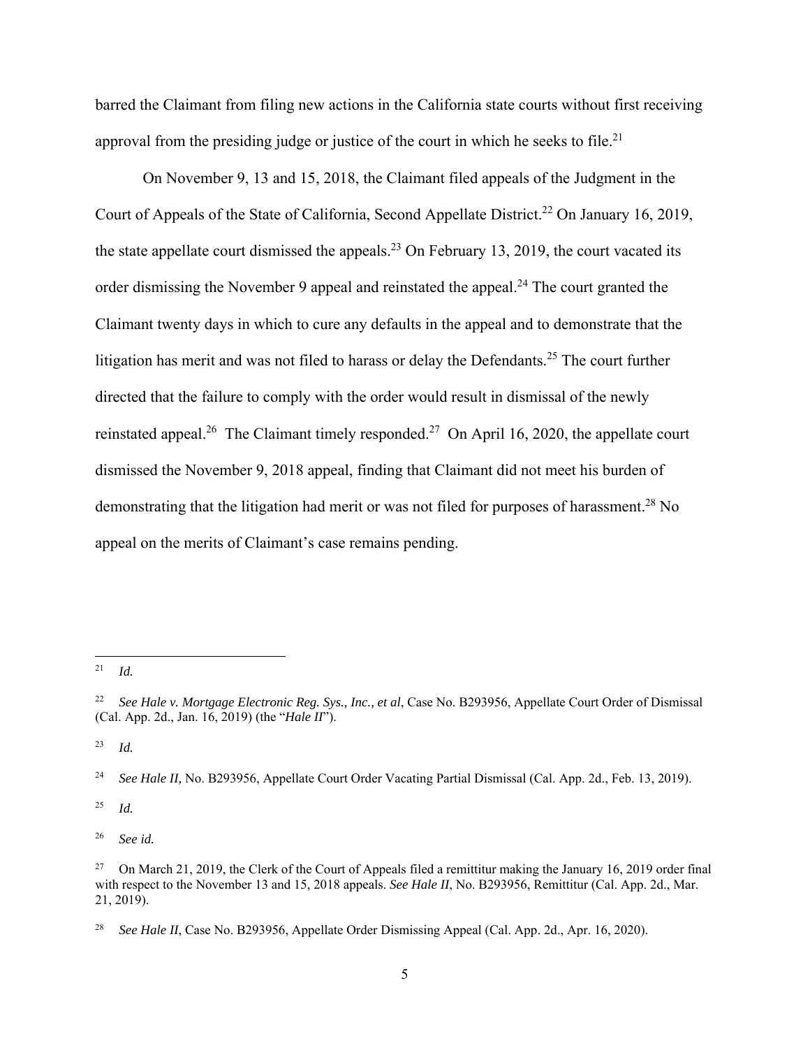barred the Claimant from filing new actions in the California state courts without first receiving approval from the presiding judge or justice of the court in which he seeks to file.[21]

On November 9, 13 and 15, 2018, the Claimant filed appeals of the Judgment in the Court of Appeals of the State of California, Second Appellate District.[22] On January 16, 2019, the state appellate court dismissed the appeals.[23] On February 13, 2019, the court vacated its order dismissing the November 9 appeal and reinstated the appeal.[24] The court granted the Claimant twenty days in which to cure any defaults in the appeal and to demonstrate that the litigation has merit and was not filed to harass or delay the Defendants.[25] The court further directed that the failure to comply with the order would result in dismissal of the newly reinstated appeal.[26] The Claimant timely responded.[27] On April 16, 2020, the appellate court dismissed the November 9, 2018 appeal, finding that Claimant did not meet his burden of demonstrating that the litigation had merit or was not filed for purposes of harassment.[28] No appeal on the merits of Claimant's case remains pending.

---

[21] *Id.*

[22] *See Hale v. Mortgage Electronic Reg. Sys., Inc., et al*, Case No. B293956, Appellate Court Order of Dismissal (Cal. App. 2d., Jan. 16, 2019) (the "*Hale II*").

[23] *Id.*

[24] *See Hale II,* No. B293956, Appellate Court Order Vacating Partial Dismissal (Cal. App. 2d., Feb. 13, 2019).

[25] *Id.*

[26] *See id.*

[27] On March 21, 2019, the Clerk of the Court of Appeals filed a remittitur making the January 16, 2019 order final with respect to the November 13 and 15, 2018 appeals. *See Hale II*, No. B293956, Remittitur (Cal. App. 2d., Mar. 21, 2019).

[28] *See Hale II*, Case No. B293956, Appellate Order Dismissing Appeal (Cal. App. 2d., Apr. 16, 2020).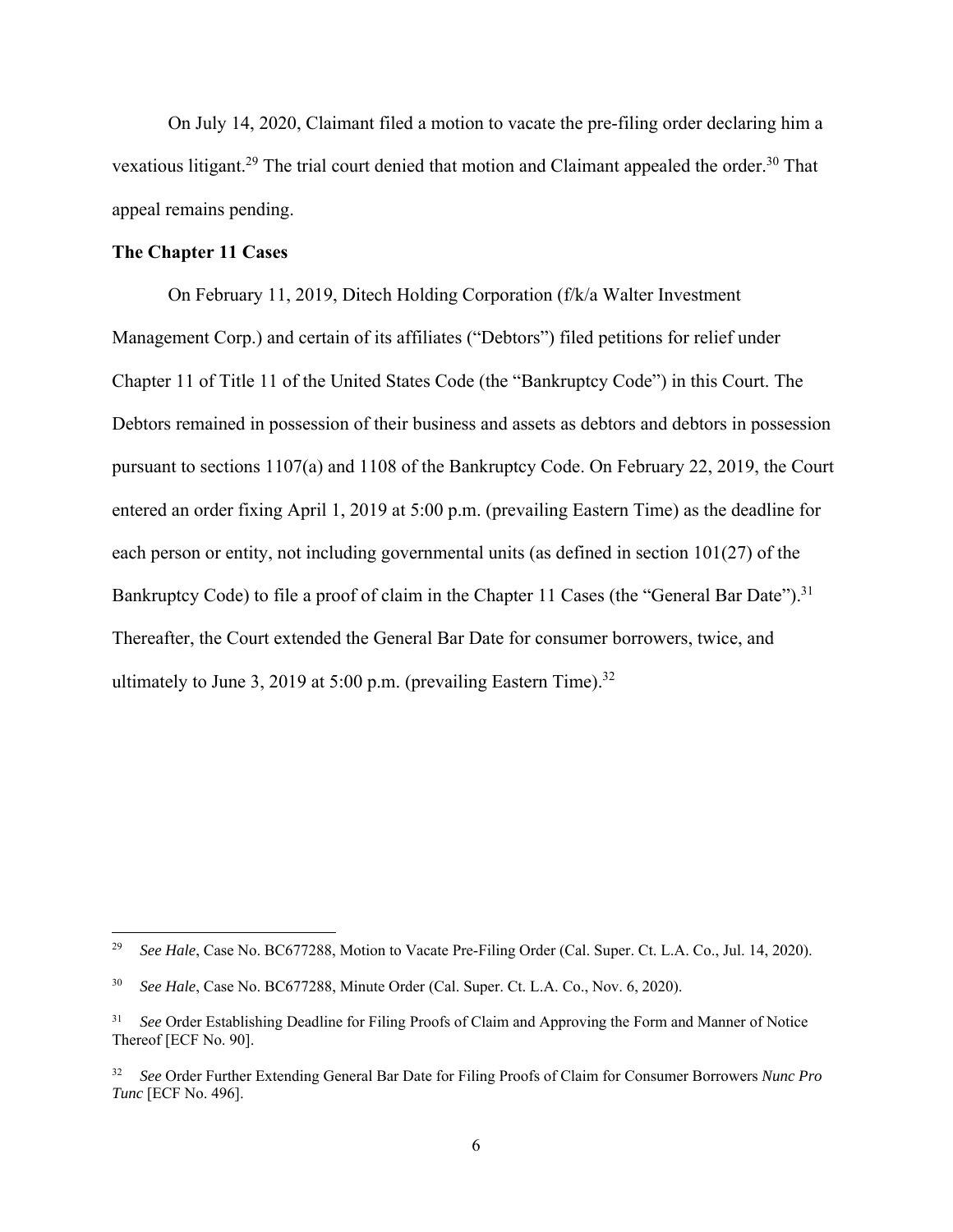On July 14, 2020, Claimant filed a motion to vacate the pre-filing order declaring him a vexatious litigant.[29] The trial court denied that motion and Claimant appealed the order.[30] That appeal remains pending.

**The Chapter 11 Cases**

On February 11, 2019, Ditech Holding Corporation (f/k/a Walter Investment Management Corp.) and certain of its affiliates ("Debtors") filed petitions for relief under Chapter 11 of Title 11 of the United States Code (the "Bankruptcy Code") in this Court. The Debtors remained in possession of their business and assets as debtors and debtors in possession pursuant to sections 1107(a) and 1108 of the Bankruptcy Code. On February 22, 2019, the Court entered an order fixing April 1, 2019 at 5:00 p.m. (prevailing Eastern Time) as the deadline for each person or entity, not including governmental units (as defined in section 101(27) of the Bankruptcy Code) to file a proof of claim in the Chapter 11 Cases (the "General Bar Date").[31] Thereafter, the Court extended the General Bar Date for consumer borrowers, twice, and ultimately to June 3, 2019 at 5:00 p.m. (prevailing Eastern Time).[32]

---

[29] *See Hale*, Case No. BC677288, Motion to Vacate Pre-Filing Order (Cal. Super. Ct. L.A. Co., Jul. 14, 2020).

[30] *See Hale*, Case No. BC677288, Minute Order (Cal. Super. Ct. L.A. Co., Nov. 6, 2020).

[31] *See* Order Establishing Deadline for Filing Proofs of Claim and Approving the Form and Manner of Notice Thereof [ECF No. 90].

[32] *See* Order Further Extending General Bar Date for Filing Proofs of Claim for Consumer Borrowers *Nunc Pro Tunc* [ECF No. 496].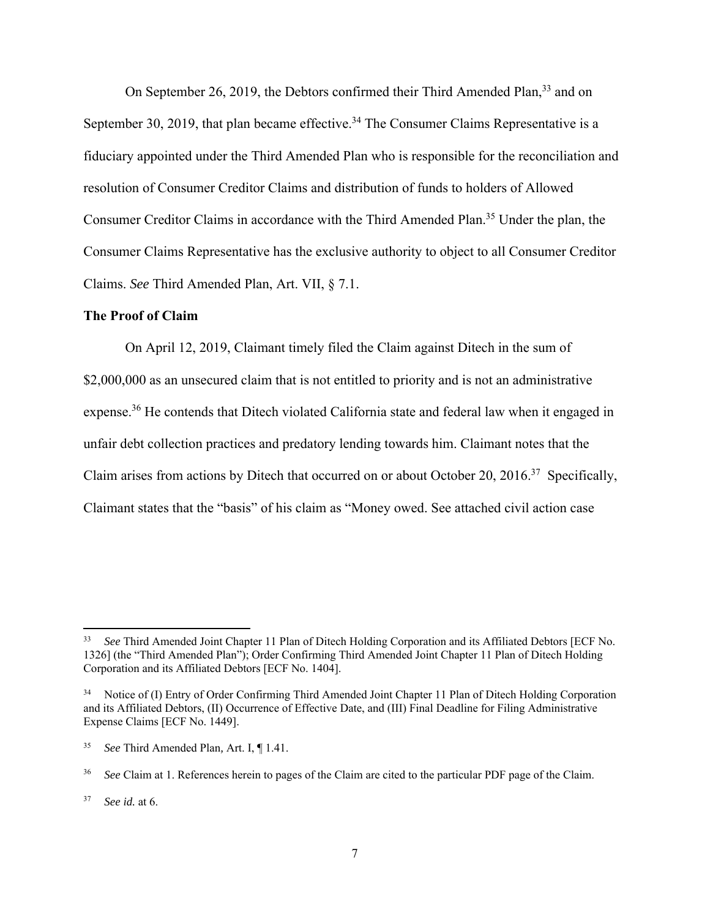On September 26, 2019, the Debtors confirmed their Third Amended Plan,[33] and on September 30, 2019, that plan became effective.[34] The Consumer Claims Representative is a fiduciary appointed under the Third Amended Plan who is responsible for the reconciliation and resolution of Consumer Creditor Claims and distribution of funds to holders of Allowed Consumer Creditor Claims in accordance with the Third Amended Plan.[35] Under the plan, the Consumer Claims Representative has the exclusive authority to object to all Consumer Creditor Claims. *See* Third Amended Plan, Art. VII, § 7.1.

**The Proof of Claim**

On April 12, 2019, Claimant timely filed the Claim against Ditech in the sum of $2,000,000 as an unsecured claim that is not entitled to priority and is not an administrative expense.[36] He contends that Ditech violated California state and federal law when it engaged in unfair debt collection practices and predatory lending towards him. Claimant notes that the Claim arises from actions by Ditech that occurred on or about October 20, 2016.[37] Specifically, Claimant states that the "basis" of his claim as "Money owed. See attached civil action case

---

[33] *See* Third Amended Joint Chapter 11 Plan of Ditech Holding Corporation and its Affiliated Debtors [ECF No. 1326] (the "Third Amended Plan"); Order Confirming Third Amended Joint Chapter 11 Plan of Ditech Holding Corporation and its Affiliated Debtors [ECF No. 1404].

[34] Notice of (I) Entry of Order Confirming Third Amended Joint Chapter 11 Plan of Ditech Holding Corporation and its Affiliated Debtors, (II) Occurrence of Effective Date, and (III) Final Deadline for Filing Administrative Expense Claims [ECF No. 1449].

[35] *See* Third Amended Plan, Art. I, ¶ 1.41.

[36] *See* Claim at 1. References herein to pages of the Claim are cited to the particular PDF page of the Claim.

[37] *See id.* at 6.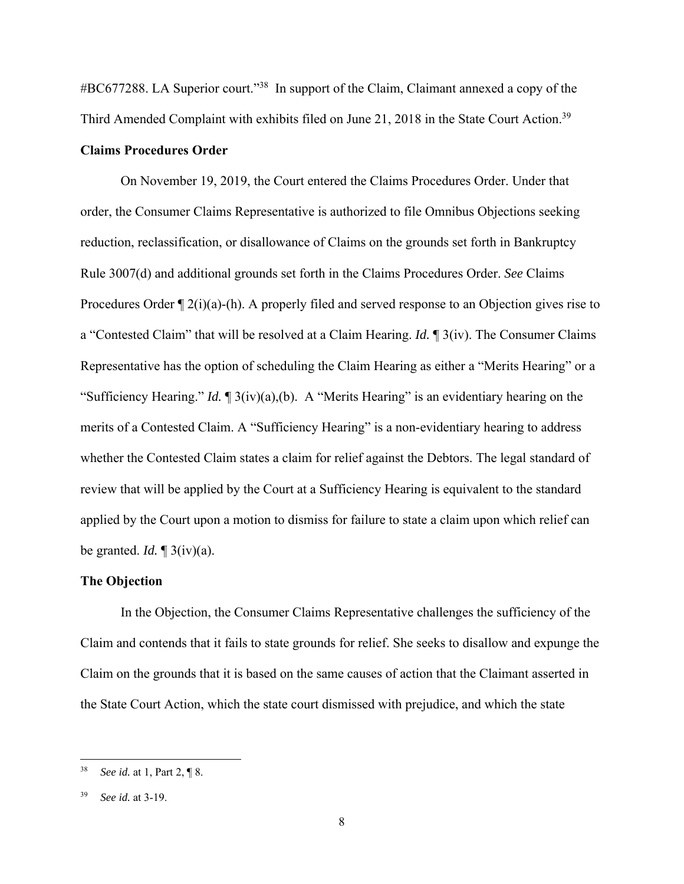#BC677288. LA Superior court."[38] In support of the Claim, Claimant annexed a copy of the Third Amended Complaint with exhibits filed on June 21, 2018 in the State Court Action.[39]

**Claims Procedures Order**

On November 19, 2019, the Court entered the Claims Procedures Order. Under that order, the Consumer Claims Representative is authorized to file Omnibus Objections seeking reduction, reclassification, or disallowance of Claims on the grounds set forth in Bankruptcy Rule 3007(d) and additional grounds set forth in the Claims Procedures Order. *See* Claims Procedures Order ¶ 2(i)(a)-(h). A properly filed and served response to an Objection gives rise to a "Contested Claim" that will be resolved at a Claim Hearing. *Id.* ¶ 3(iv). The Consumer Claims Representative has the option of scheduling the Claim Hearing as either a "Merits Hearing" or a "Sufficiency Hearing." *Id.* ¶ 3(iv)(a),(b). A "Merits Hearing" is an evidentiary hearing on the merits of a Contested Claim. A "Sufficiency Hearing" is a non-evidentiary hearing to address whether the Contested Claim states a claim for relief against the Debtors. The legal standard of review that will be applied by the Court at a Sufficiency Hearing is equivalent to the standard applied by the Court upon a motion to dismiss for failure to state a claim upon which relief can be granted. *Id.* ¶ 3(iv)(a).

**The Objection**

In the Objection, the Consumer Claims Representative challenges the sufficiency of the Claim and contends that it fails to state grounds for relief. She seeks to disallow and expunge the Claim on the grounds that it is based on the same causes of action that the Claimant asserted in the State Court Action, which the state court dismissed with prejudice, and which the state

---

[38] *See id.* at 1, Part 2, ¶ 8.

[39] *See id.* at 3-19.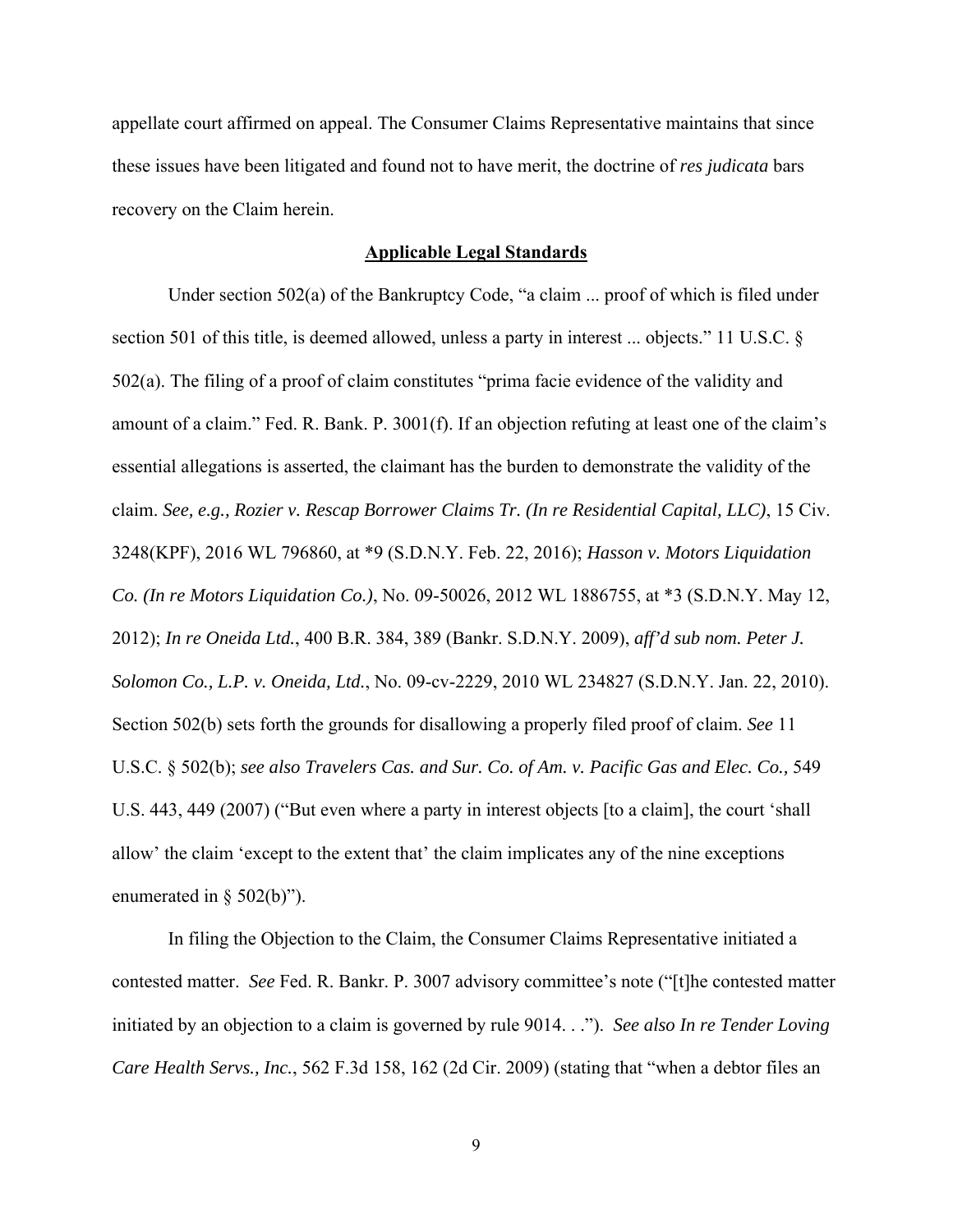appellate court affirmed on appeal. The Consumer Claims Representative maintains that since these issues have been litigated and found not to have merit, the doctrine of *res judicata* bars recovery on the Claim herein.

**Applicable Legal Standards**

Under section 502(a) of the Bankruptcy Code, "a claim ... proof of which is filed under section 501 of this title, is deemed allowed, unless a party in interest ... objects." 11 U.S.C. § 502(a). The filing of a proof of claim constitutes "prima facie evidence of the validity and amount of a claim." Fed. R. Bank. P. 3001(f). If an objection refuting at least one of the claim's essential allegations is asserted, the claimant has the burden to demonstrate the validity of the claim. *See, e.g., Rozier v. Rescap Borrower Claims Tr. (In re Residential Capital, LLC)*, 15 Civ. 3248(KPF), 2016 WL 796860, at *9 (S.D.N.Y. Feb. 22, 2016); *Hasson v. Motors Liquidation Co. (In re Motors Liquidation Co.)*, No. 09-50026, 2012 WL 1886755, at *3 (S.D.N.Y. May 12, 2012); *In re Oneida Ltd.*, 400 B.R. 384, 389 (Bankr. S.D.N.Y. 2009), *aff'd sub nom. Peter J. Solomon Co., L.P. v. Oneida, Ltd.*, No. 09-cv-2229, 2010 WL 234827 (S.D.N.Y. Jan. 22, 2010). Section 502(b) sets forth the grounds for disallowing a properly filed proof of claim. *See* 11 U.S.C. § 502(b); *see also Travelers Cas. and Sur. Co. of Am. v. Pacific Gas and Elec. Co.,* 549 U.S. 443, 449 (2007) ("But even where a party in interest objects [to a claim], the court 'shall allow' the claim 'except to the extent that' the claim implicates any of the nine exceptions enumerated in § 502(b)").

In filing the Objection to the Claim, the Consumer Claims Representative initiated a contested matter. *See* Fed. R. Bankr. P. 3007 advisory committee's note ("[t]he contested matter initiated by an objection to a claim is governed by rule 9014. . ."). *See also In re Tender Loving Care Health Servs., Inc.*, 562 F.3d 158, 162 (2d Cir. 2009) (stating that "when a debtor files an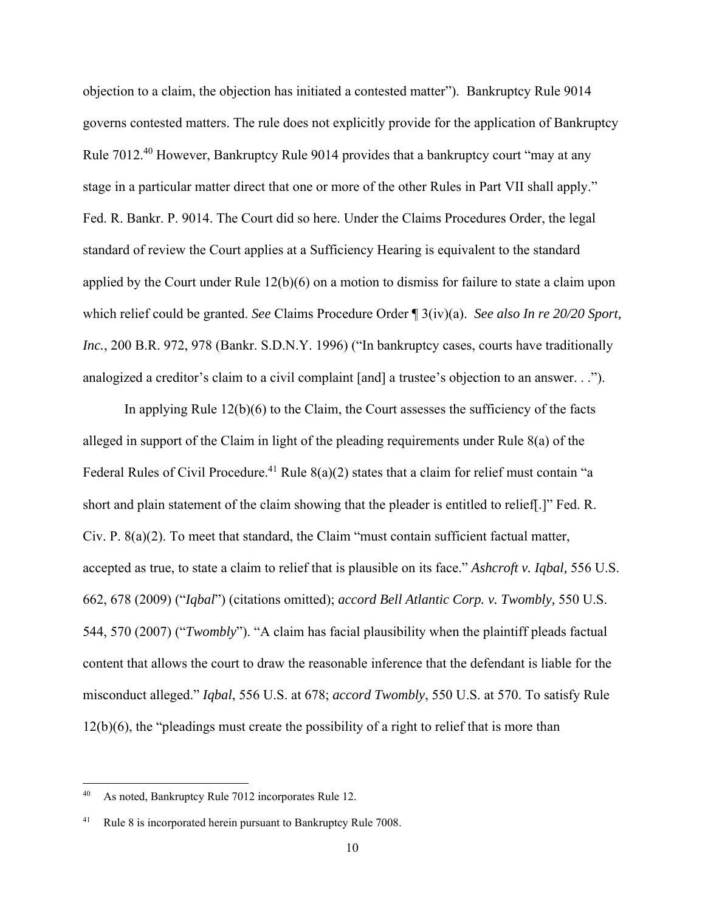objection to a claim, the objection has initiated a contested matter"). Bankruptcy Rule 9014 governs contested matters. The rule does not explicitly provide for the application of Bankruptcy Rule 7012.[40] However, Bankruptcy Rule 9014 provides that a bankruptcy court "may at any stage in a particular matter direct that one or more of the other Rules in Part VII shall apply." Fed. R. Bankr. P. 9014. The Court did so here. Under the Claims Procedures Order, the legal standard of review the Court applies at a Sufficiency Hearing is equivalent to the standard applied by the Court under Rule 12(b)(6) on a motion to dismiss for failure to state a claim upon which relief could be granted. *See* Claims Procedure Order ¶ 3(iv)(a). *See also In re 20/20 Sport, Inc.*, 200 B.R. 972, 978 (Bankr. S.D.N.Y. 1996) ("In bankruptcy cases, courts have traditionally analogized a creditor's claim to a civil complaint [and] a trustee's objection to an answer. . .").

In applying Rule 12(b)(6) to the Claim, the Court assesses the sufficiency of the facts alleged in support of the Claim in light of the pleading requirements under Rule 8(a) of the Federal Rules of Civil Procedure.[41] Rule 8(a)(2) states that a claim for relief must contain "a short and plain statement of the claim showing that the pleader is entitled to relief[.]" Fed. R. Civ. P. 8(a)(2). To meet that standard, the Claim "must contain sufficient factual matter, accepted as true, to state a claim to relief that is plausible on its face." *Ashcroft v. Iqbal,* 556 U.S. 662, 678 (2009) ("*Iqbal*") (citations omitted); *accord Bell Atlantic Corp. v. Twombly,* 550 U.S. 544, 570 (2007) ("*Twombly*"). "A claim has facial plausibility when the plaintiff pleads factual content that allows the court to draw the reasonable inference that the defendant is liable for the misconduct alleged." *Iqbal*, 556 U.S. at 678; *accord Twombly*, 550 U.S. at 570. To satisfy Rule 12(b)(6), the "pleadings must create the possibility of a right to relief that is more than

---

[40] As noted, Bankruptcy Rule 7012 incorporates Rule 12.

[41] Rule 8 is incorporated herein pursuant to Bankruptcy Rule 7008.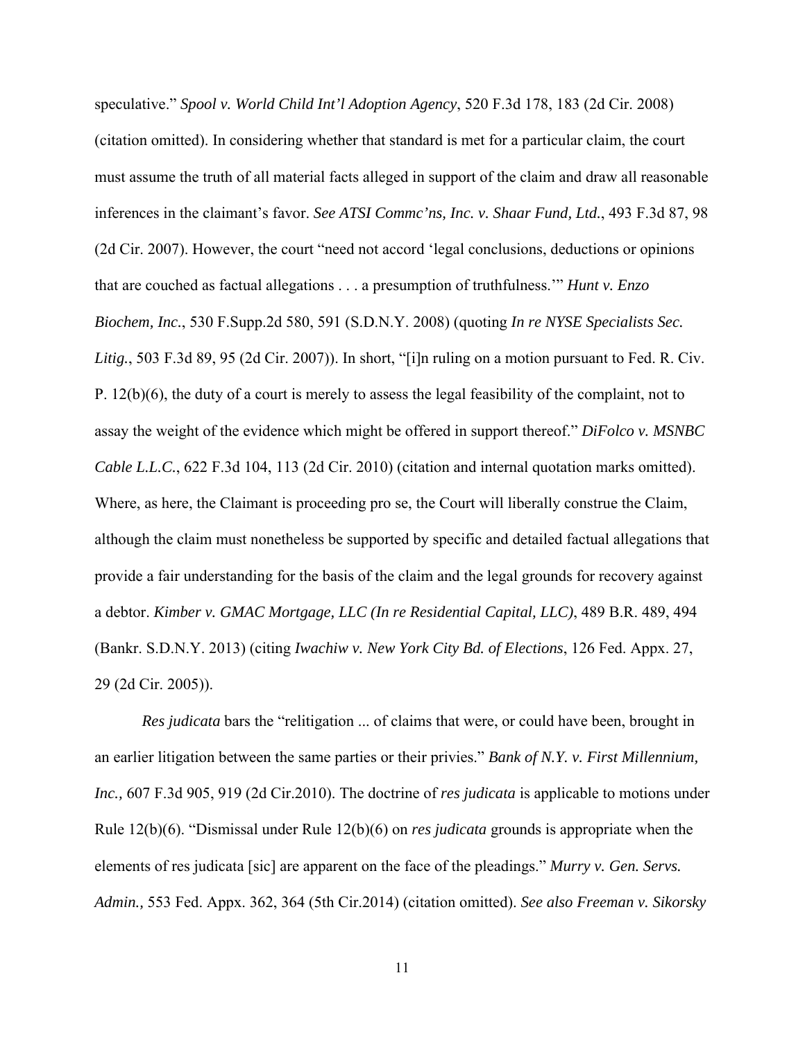speculative." *Spool v. World Child Int'l Adoption Agency*, 520 F.3d 178, 183 (2d Cir. 2008) (citation omitted). In considering whether that standard is met for a particular claim, the court must assume the truth of all material facts alleged in support of the claim and draw all reasonable inferences in the claimant's favor. *See ATSI Commc'ns, Inc. v. Shaar Fund, Ltd.*, 493 F.3d 87, 98 (2d Cir. 2007). However, the court "need not accord 'legal conclusions, deductions or opinions that are couched as factual allegations . . . a presumption of truthfulness.'" *Hunt v. Enzo Biochem, Inc.*, 530 F.Supp.2d 580, 591 (S.D.N.Y. 2008) (quoting *In re NYSE Specialists Sec. Litig.*, 503 F.3d 89, 95 (2d Cir. 2007)). In short, "[i]n ruling on a motion pursuant to Fed. R. Civ. P. 12(b)(6), the duty of a court is merely to assess the legal feasibility of the complaint, not to assay the weight of the evidence which might be offered in support thereof." *DiFolco v. MSNBC Cable L.L.C.*, 622 F.3d 104, 113 (2d Cir. 2010) (citation and internal quotation marks omitted). Where, as here, the Claimant is proceeding pro se, the Court will liberally construe the Claim, although the claim must nonetheless be supported by specific and detailed factual allegations that provide a fair understanding for the basis of the claim and the legal grounds for recovery against a debtor. *Kimber v. GMAC Mortgage, LLC (In re Residential Capital, LLC)*, 489 B.R. 489, 494 (Bankr. S.D.N.Y. 2013) (citing *Iwachiw v. New York City Bd. of Elections*, 126 Fed. Appx. 27, 29 (2d Cir. 2005)).

*Res judicata* bars the "relitigation ... of claims that were, or could have been, brought in an earlier litigation between the same parties or their privies." *Bank of N.Y. v. First Millennium, Inc.,* 607 F.3d 905, 919 (2d Cir.2010). The doctrine of *res judicata* is applicable to motions under Rule 12(b)(6). "Dismissal under Rule 12(b)(6) on *res judicata* grounds is appropriate when the elements of res judicata [sic] are apparent on the face of the pleadings." *Murry v. Gen. Servs. Admin.,* 553 Fed. Appx. 362, 364 (5th Cir.2014) (citation omitted). *See also Freeman v. Sikorsky*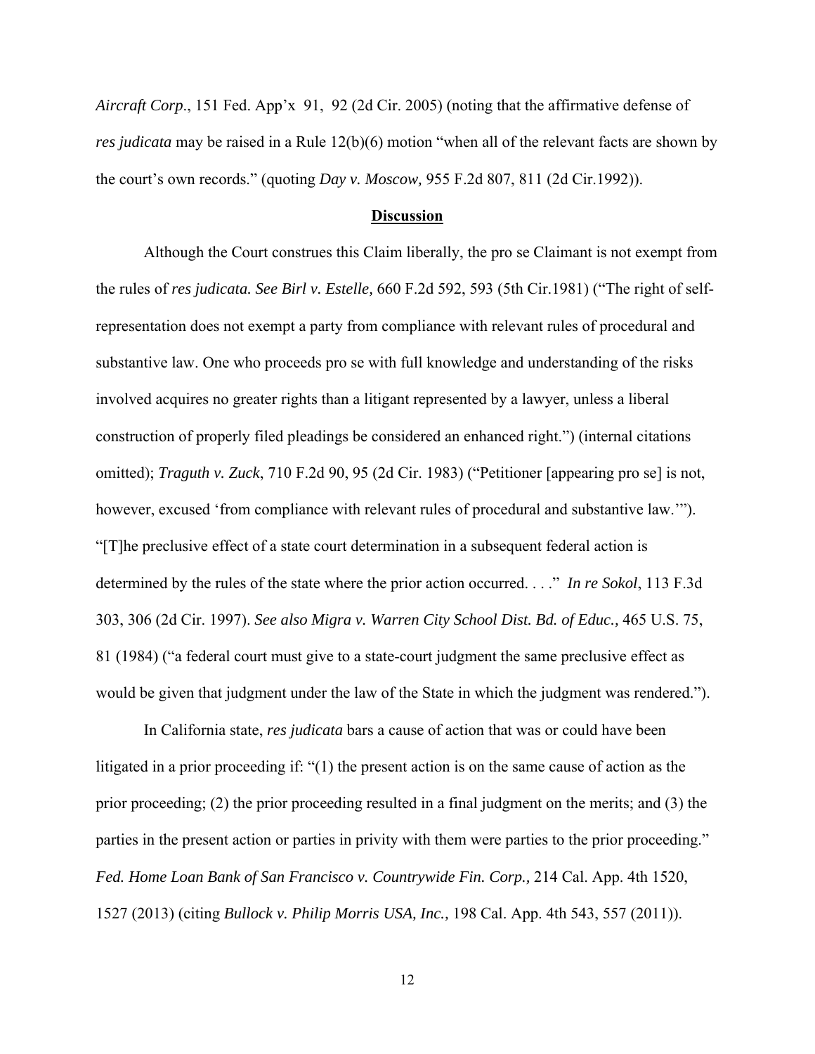*Aircraft Corp*., 151 Fed. App'x 91, 92 (2d Cir. 2005) (noting that the affirmative defense of *res judicata* may be raised in a Rule 12(b)(6) motion "when all of the relevant facts are shown by the court's own records." (quoting *Day v. Moscow,* 955 F.2d 807, 811 (2d Cir.1992)).

**Discussion**

Although the Court construes this Claim liberally, the pro se Claimant is not exempt from the rules of *res judicata. See Birl v. Estelle,* 660 F.2d 592, 593 (5th Cir.1981) ("The right of self-representation does not exempt a party from compliance with relevant rules of procedural and substantive law. One who proceeds pro se with full knowledge and understanding of the risks involved acquires no greater rights than a litigant represented by a lawyer, unless a liberal construction of properly filed pleadings be considered an enhanced right.") (internal citations omitted); *Traguth v. Zuck*, 710 F.2d 90, 95 (2d Cir. 1983) ("Petitioner [appearing pro se] is not, however, excused 'from compliance with relevant rules of procedural and substantive law.'"). "[T]he preclusive effect of a state court determination in a subsequent federal action is determined by the rules of the state where the prior action occurred. . . ." *In re Sokol*, 113 F.3d 303, 306 (2d Cir. 1997). *See also Migra v. Warren City School Dist. Bd. of Educ.,* 465 U.S. 75, 81 (1984) ("a federal court must give to a state-court judgment the same preclusive effect as would be given that judgment under the law of the State in which the judgment was rendered.").

In California state, *res judicata* bars a cause of action that was or could have been litigated in a prior proceeding if: "(1) the present action is on the same cause of action as the prior proceeding; (2) the prior proceeding resulted in a final judgment on the merits; and (3) the parties in the present action or parties in privity with them were parties to the prior proceeding." *Fed. Home Loan Bank of San Francisco v. Countrywide Fin. Corp.,* 214 Cal. App. 4th 1520, 1527 (2013) (citing *Bullock v. Philip Morris USA, Inc.,* 198 Cal. App. 4th 543, 557 (2011)).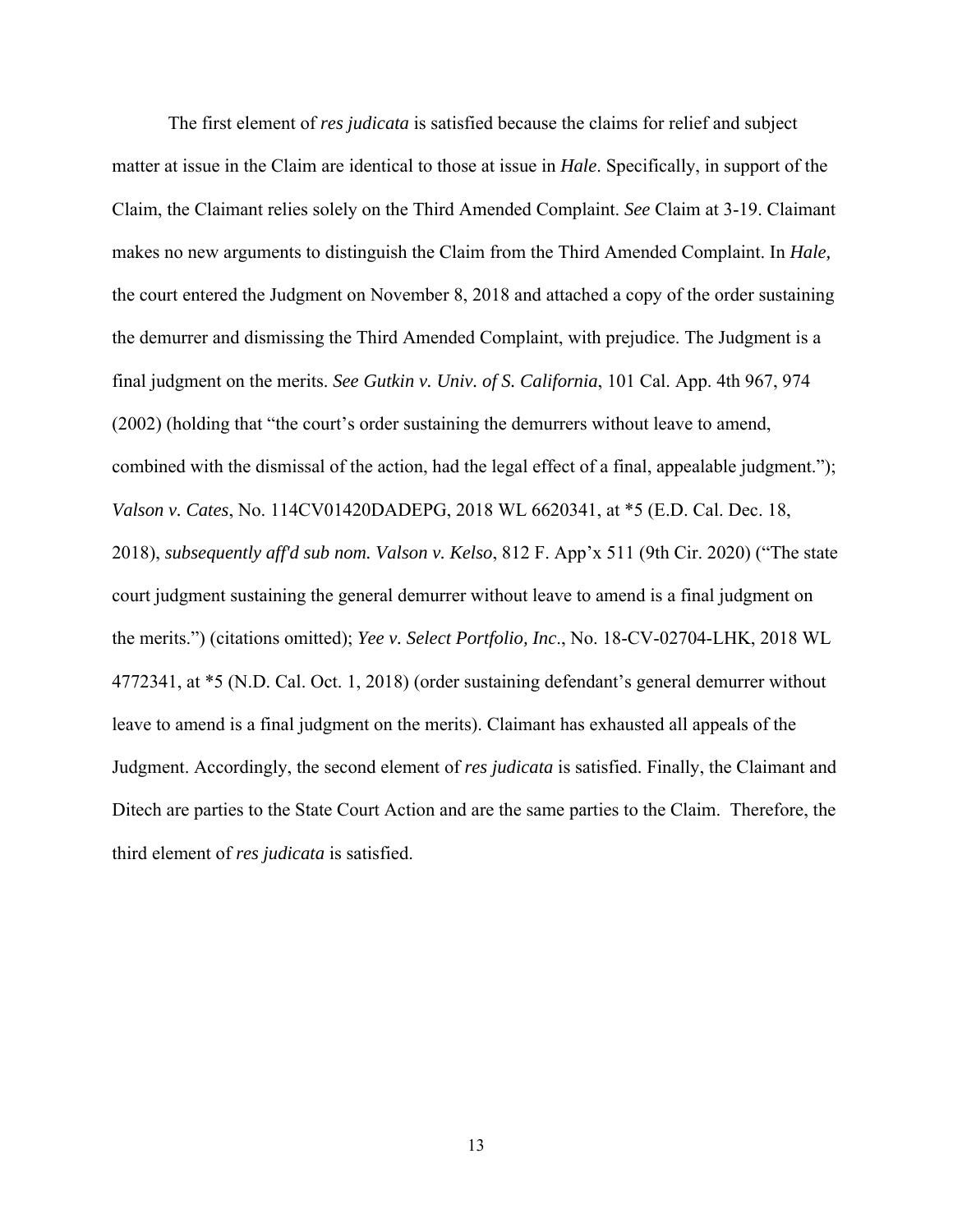The first element of *res judicata* is satisfied because the claims for relief and subject matter at issue in the Claim are identical to those at issue in *Hale*. Specifically, in support of the Claim, the Claimant relies solely on the Third Amended Complaint. *See* Claim at 3-19. Claimant makes no new arguments to distinguish the Claim from the Third Amended Complaint. In *Hale,* the court entered the Judgment on November 8, 2018 and attached a copy of the order sustaining the demurrer and dismissing the Third Amended Complaint, with prejudice. The Judgment is a final judgment on the merits. *See Gutkin v. Univ. of S. California*, 101 Cal. App. 4th 967, 974 (2002) (holding that "the court's order sustaining the demurrers without leave to amend, combined with the dismissal of the action, had the legal effect of a final, appealable judgment."); *Valson v. Cates*, No. 114CV01420DADEPG, 2018 WL 6620341, at *5 (E.D. Cal. Dec. 18, 2018), *subsequently aff'd sub nom. Valson v. Kelso*, 812 F. App'x 511 (9th Cir. 2020) ("The state court judgment sustaining the general demurrer without leave to amend is a final judgment on the merits.") (citations omitted); *Yee v. Select Portfolio, Inc*., No. 18-CV-02704-LHK, 2018 WL 4772341, at *5 (N.D. Cal. Oct. 1, 2018) (order sustaining defendant's general demurrer without leave to amend is a final judgment on the merits). Claimant has exhausted all appeals of the Judgment. Accordingly, the second element of *res judicata* is satisfied. Finally, the Claimant and Ditech are parties to the State Court Action and are the same parties to the Claim. Therefore, the third element of *res judicata* is satisfied.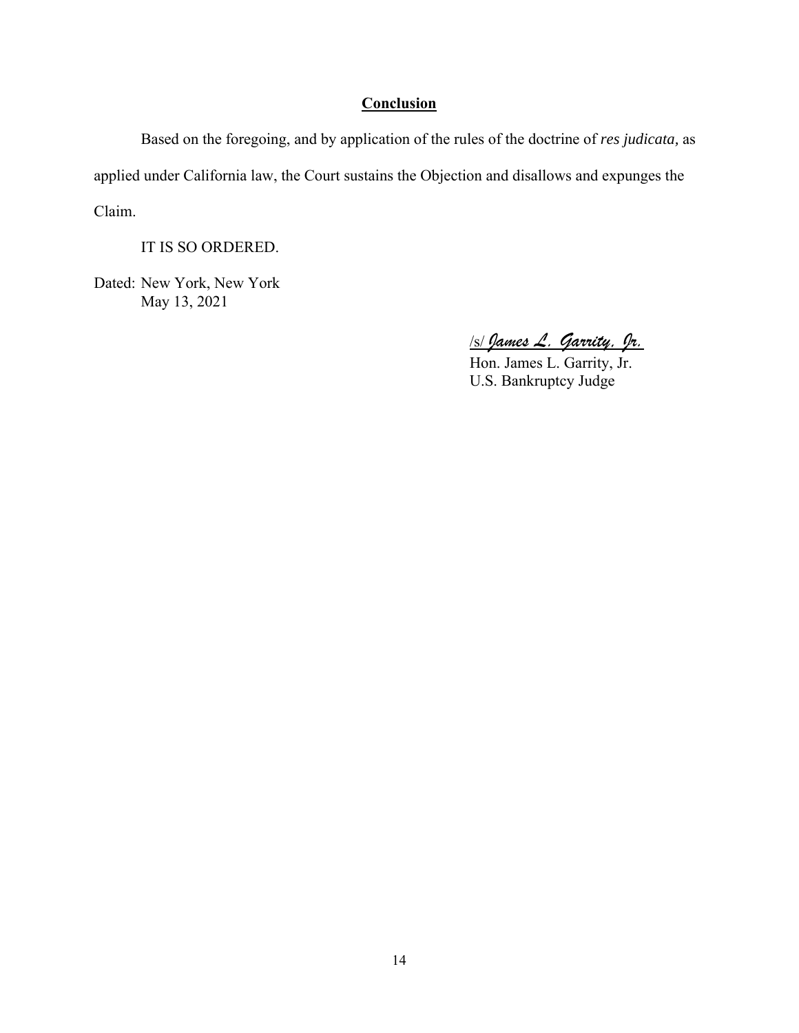## Conclusion

Based on the foregoing, and by application of the rules of the doctrine of *res judicata,* as applied under California law, the Court sustains the Objection and disallows and expunges the Claim.

IT IS SO ORDERED.

Dated: New York, New York
May 13, 2021

/s/ *James L. Garrity, Jr.*
Hon. James L. Garrity, Jr.
U.S. Bankruptcy Judge